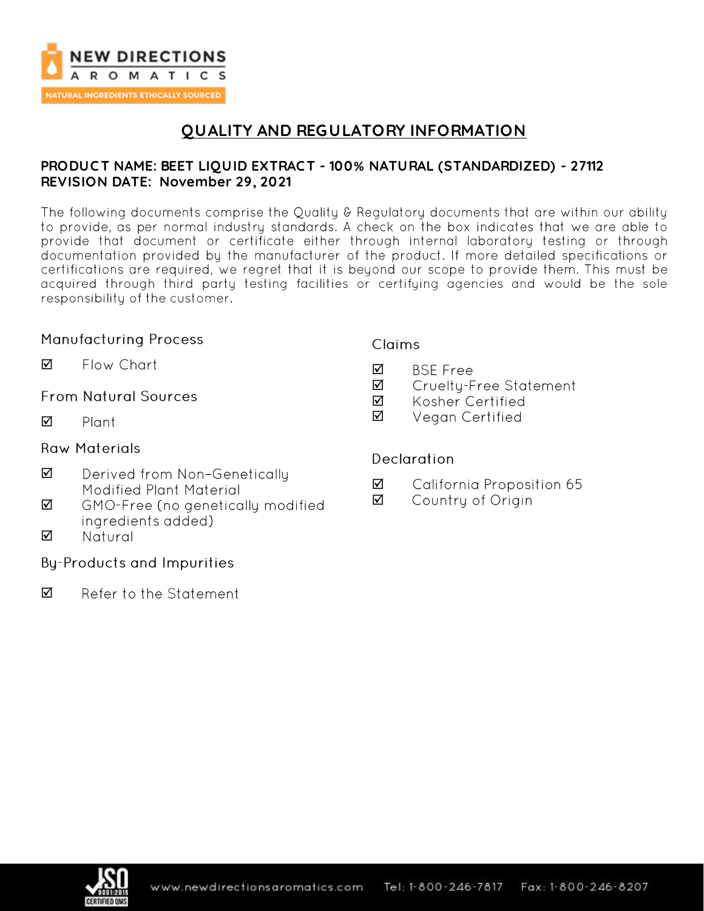NEW DIRECTIONS AROMATICS

NATURAL INGREDIENTS ETHICALLY SOURCED

# QUALITY AND REGULATORY INFORMATION

**PRODUCT NAME: BEET LIQUID EXTRACT - 100% NATURAL (STANDARDIZED) - 27112**
**REVISION DATE: November 29, 2021**

The following documents comprise the Quality & Regulatory documents that are within our ability to provide, as per normal industry standards. A check on the box indicates that we are able to provide that document or certificate either through internal laboratory testing or through documentation provided by the manufacturer of the product. If more detailed specifications or certifications are required, we regret that it is beyond our scope to provide them. This must be acquired through third party testing facilities or certifying agencies and would be the sole responsibility of the customer.

### Manufacturing Process

☑ Flow Chart

### From Natural Sources

☑ Plant

### Raw Materials

☑ Derived from Non-Genetically Modified Plant Material
☑ GMO-Free (no genetically modified ingredients added)
☑ Natural

### By-Products and Impurities

☑ Refer to the Statement

### Claims

☑ BSE Free
☑ Cruelty-Free Statement
☑ Kosher Certified
☑ Vegan Certified

### Declaration

☑ California Proposition 65
☑ Country of Origin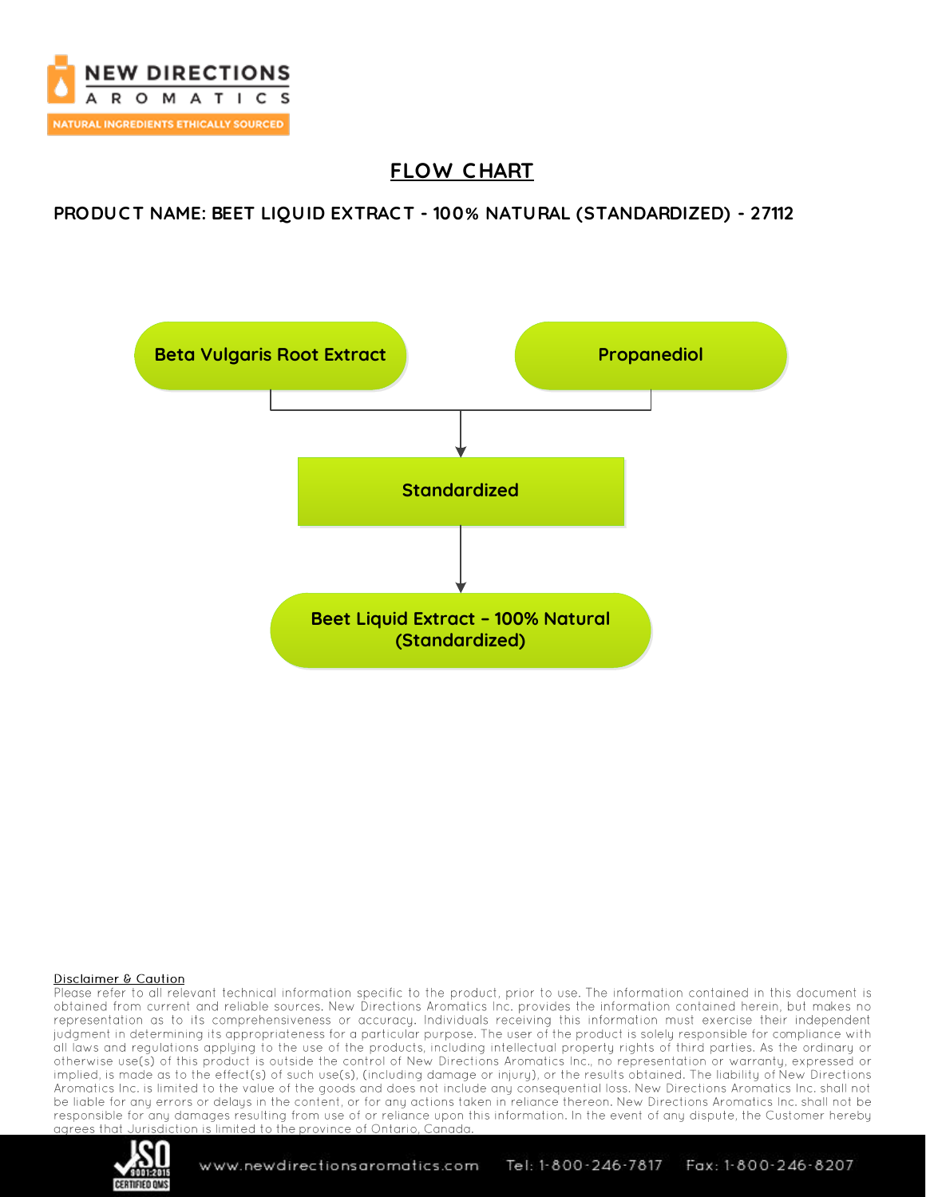# FLOW CHART

## PRODUCT NAME: BEET LIQUID EXTRACT - 100% NATURAL (STANDARDIZED) - 27112

Beta Vulgaris Root Extract

Propanediol

↓

Standardized

↓

Beet Liquid Extract – 100% Natural (Standardized)

**Disclaimer & Caution**

Please refer to all relevant technical information specific to the product, prior to use. The information contained in this document is obtained from current and reliable sources. New Directions Aromatics Inc. provides the information contained herein, but makes no representation as to its comprehensiveness or accuracy. Individuals receiving this information must exercise their independent judgment in determining its appropriateness for a particular purpose. The user of the product is solely responsible for compliance with all laws and regulations applying to the use of the products, including intellectual property rights of third parties. As the ordinary or otherwise use(s) of this product is outside the control of New Directions Aromatics Inc., no representation or warranty, expressed or implied, is made as to the effect(s) of such use(s), (including damage or injury), or the results obtained. The liability of New Directions Aromatics Inc. is limited to the value of the goods and does not include any consequential loss. New Directions Aromatics Inc. shall not be liable for any errors or delays in the content, or for any actions taken in reliance thereon. New Directions Aromatics Inc. shall not be responsible for any damages resulting from use of or reliance upon this information. In the event of any dispute, the Customer hereby agrees that Jurisdiction is limited to the province of Ontario, Canada.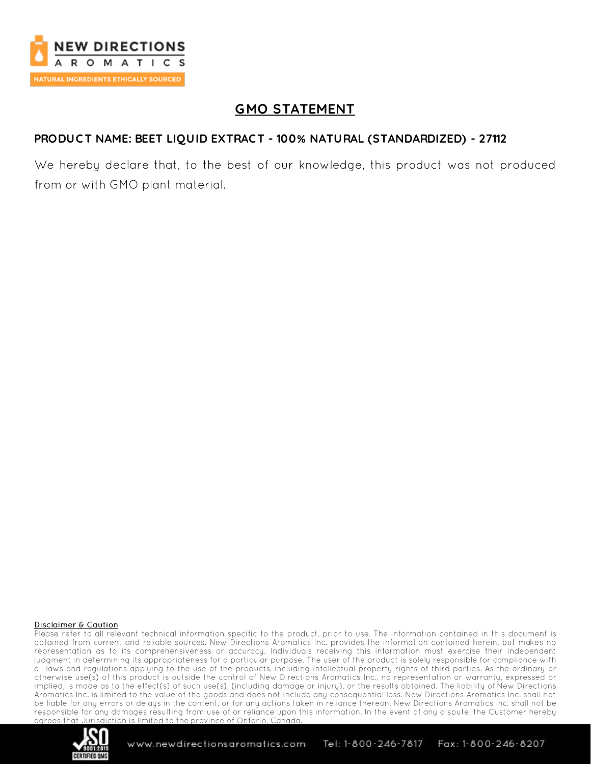## GMO STATEMENT

**PRODUCT NAME: BEET LIQUID EXTRACT - 100% NATURAL (STANDARDIZED) - 27112**

We hereby declare that, to the best of our knowledge, this product was not produced from or with GMO plant material.

**Disclaimer & Caution**

Please refer to all relevant technical information specific to the product, prior to use. The information contained in this document is obtained from current and reliable sources. New Directions Aromatics Inc. provides the information contained herein, but makes no representation as to its comprehensiveness or accuracy. Individuals receiving this information must exercise their independent judgment in determining its appropriateness for a particular purpose. The user of the product is solely responsible for compliance with all laws and regulations applying to the use of the products, including intellectual property rights of third parties. As the ordinary or otherwise use(s) of this product is outside the control of New Directions Aromatics Inc., no representation or warranty, expressed or implied, is made as to the effect(s) of such use(s), (including damage or injury), or the results obtained. The liability of New Directions Aromatics Inc. is limited to the value of the goods and does not include any consequential loss. New Directions Aromatics Inc. shall not be liable for any errors or delays in the content, or for any actions taken in reliance thereon. New Directions Aromatics Inc. shall not be responsible for any damages resulting from use of or reliance upon this information. In the event of any dispute, the Customer hereby agrees that Jurisdiction is limited to the province of Ontario, Canada.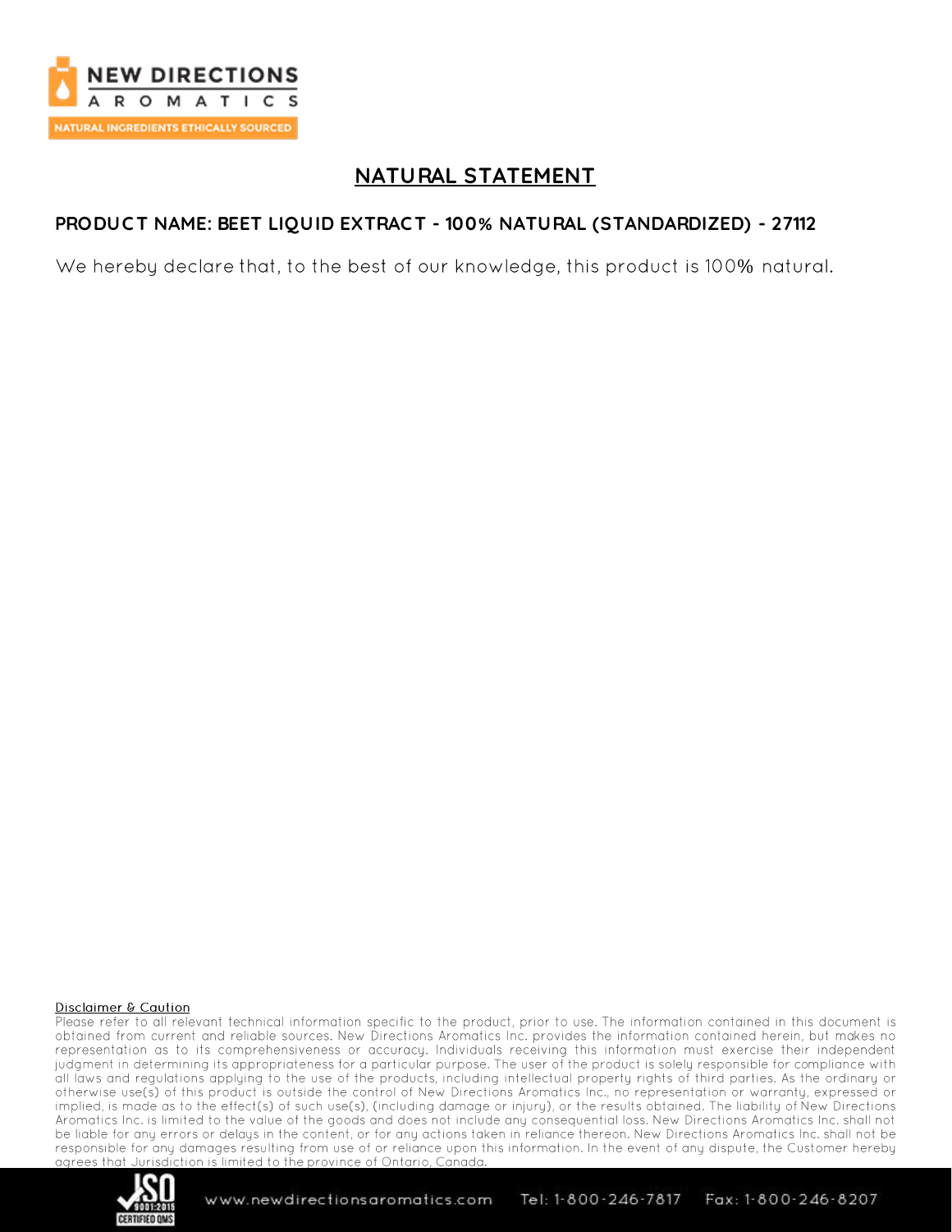## NATURAL STATEMENT

**PRODUCT NAME: BEET LIQUID EXTRACT - 100% NATURAL (STANDARDIZED) - 27112**

We hereby declare that, to the best of our knowledge, this product is 100% natural.

Disclaimer & Caution

Please refer to all relevant technical information specific to the product, prior to use. The information contained in this document is obtained from current and reliable sources. New Directions Aromatics Inc. provides the information contained herein, but makes no representation as to its comprehensiveness or accuracy. Individuals receiving this information must exercise their independent judgment in determining its appropriateness for a particular purpose. The user of the product is solely responsible for compliance with all laws and regulations applying to the use of the products, including intellectual property rights of third parties. As the ordinary or otherwise use(s) of this product is outside the control of New Directions Aromatics Inc., no representation or warranty, expressed or implied, is made as to the effect(s) of such use(s), (including damage or injury), or the results obtained. The liability of New Directions Aromatics Inc. is limited to the value of the goods and does not include any consequential loss. New Directions Aromatics Inc. shall not be liable for any errors or delays in the content, or for any actions taken in reliance thereon. New Directions Aromatics Inc. shall not be responsible for any damages resulting from use of or reliance upon this information. In the event of any dispute, the Customer hereby agrees that Jurisdiction is limited to the province of Ontario, Canada.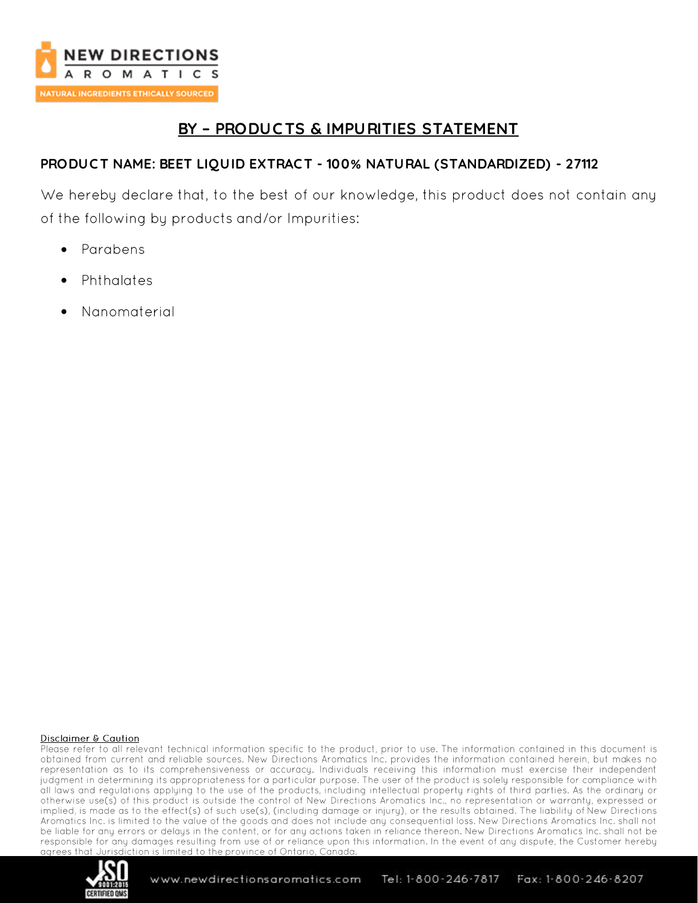# BY – PRODUCTS & IMPURITIES STATEMENT

**PRODUCT NAME: BEET LIQUID EXTRACT - 100% NATURAL (STANDARDIZED) - 27112**

We hereby declare that, to the best of our knowledge, this product does not contain any of the following by products and/or Impurities:

- Parabens
- Phthalates
- Nanomaterial

**Disclaimer & Caution**

Please refer to all relevant technical information specific to the product, prior to use. The information contained in this document is obtained from current and reliable sources. New Directions Aromatics Inc. provides the information contained herein, but makes no representation as to its comprehensiveness or accuracy. Individuals receiving this information must exercise their independent judgment in determining its appropriateness for a particular purpose. The user of the product is solely responsible for compliance with all laws and regulations applying to the use of the products, including intellectual property rights of third parties. As the ordinary or otherwise use(s) of this product is outside the control of New Directions Aromatics Inc., no representation or warranty, expressed or implied, is made as to the effect(s) of such use(s), (including damage or injury), or the results obtained. The liability of New Directions Aromatics Inc. is limited to the value of the goods and does not include any consequential loss. New Directions Aromatics Inc. shall not be liable for any errors or delays in the content, or for any actions taken in reliance thereon. New Directions Aromatics Inc. shall not be responsible for any damages resulting from use of or reliance upon this information. In the event of any dispute, the Customer hereby agrees that Jurisdiction is limited to the province of Ontario, Canada.

www.newdirectionsaromatics.com Tel: 1-800-246-7817 Fax: 1-800-246-8207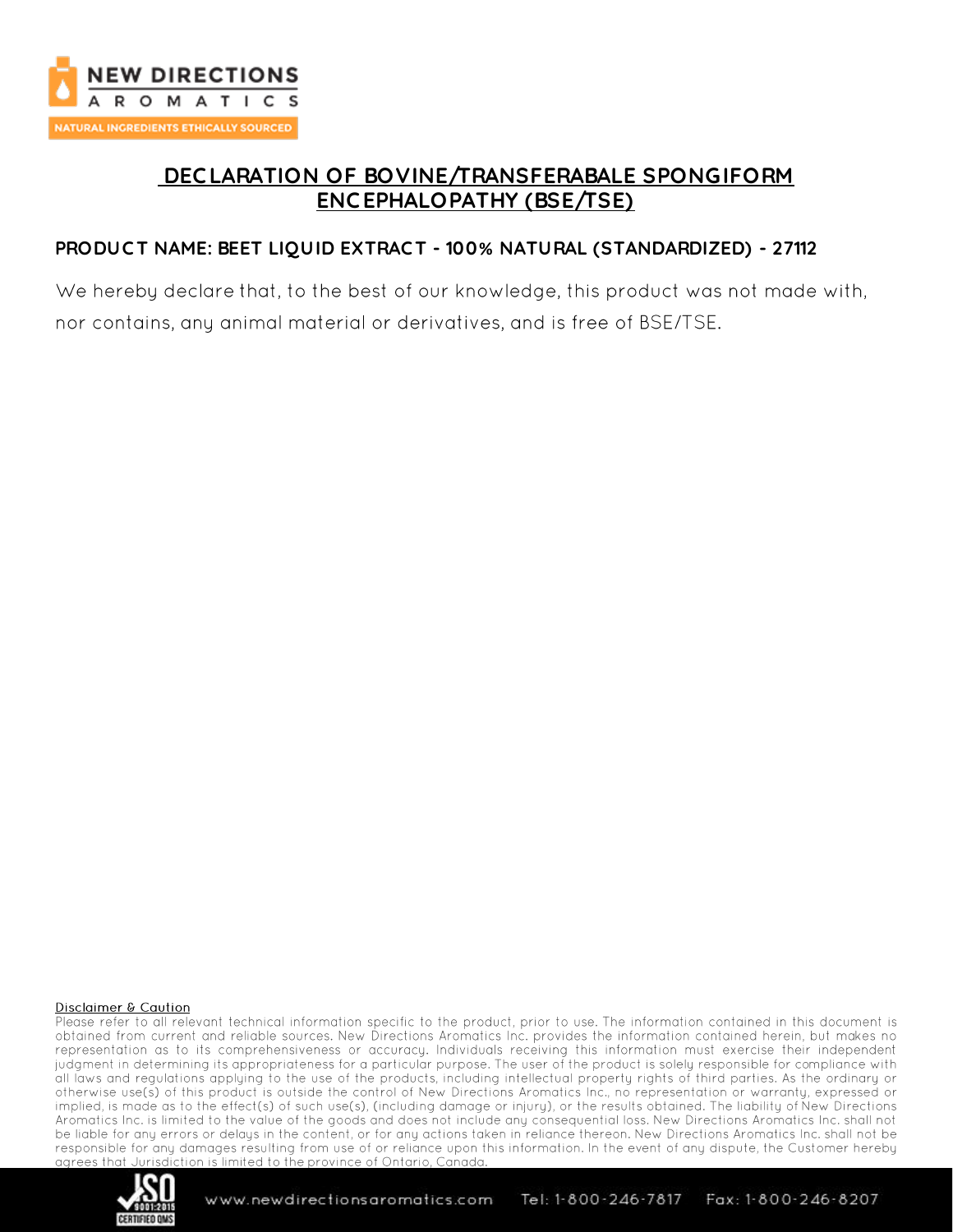# DECLARATION OF BOVINE/TRANSFERABALE SPONGIFORM ENCEPHALOPATHY (BSE/TSE)

**PRODUCT NAME: BEET LIQUID EXTRACT - 100% NATURAL (STANDARDIZED) - 27112**

We hereby declare that, to the best of our knowledge, this product was not made with, nor contains, any animal material or derivatives, and is free of BSE/TSE.

**Disclaimer & Caution**

Please refer to all relevant technical information specific to the product, prior to use. The information contained in this document is obtained from current and reliable sources. New Directions Aromatics Inc. provides the information contained herein, but makes no representation as to its comprehensiveness or accuracy. Individuals receiving this information must exercise their independent judgment in determining its appropriateness for a particular purpose. The user of the product is solely responsible for compliance with all laws and regulations applying to the use of the products, including intellectual property rights of third parties. As the ordinary or otherwise use(s) of this product is outside the control of New Directions Aromatics Inc., no representation or warranty, expressed or implied, is made as to the effect(s) of such use(s), (including damage or injury), or the results obtained. The liability of New Directions Aromatics Inc. is limited to the value of the goods and does not include any consequential loss. New Directions Aromatics Inc. shall not be liable for any errors or delays in the content, or for any actions taken in reliance thereon. New Directions Aromatics Inc. shall not be responsible for any damages resulting from use of or reliance upon this information. In the event of any dispute, the Customer hereby agrees that Jurisdiction is limited to the province of Ontario, Canada.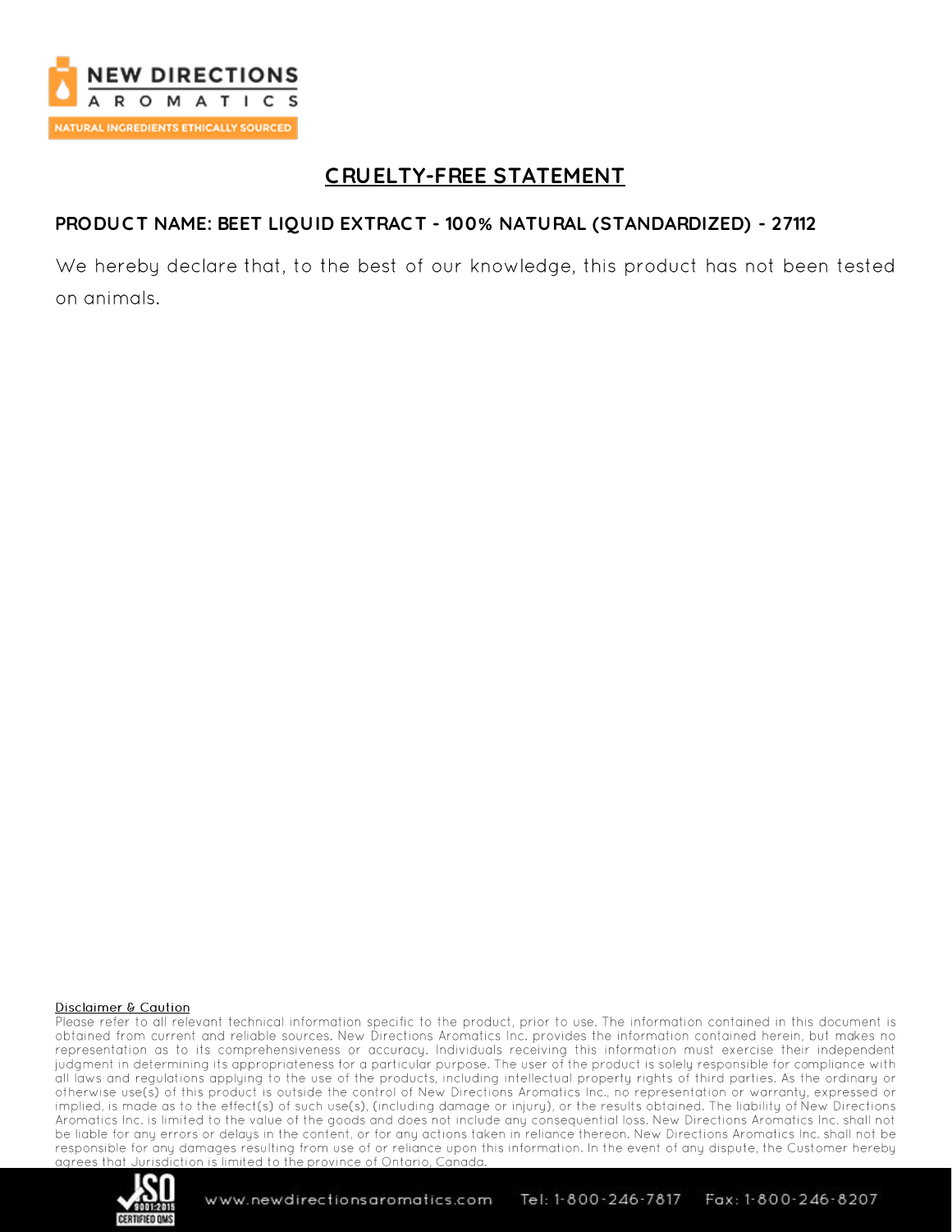# CRUELTY-FREE STATEMENT

**PRODUCT NAME: BEET LIQUID EXTRACT - 100% NATURAL (STANDARDIZED) - 27112**

We hereby declare that, to the best of our knowledge, this product has not been tested on animals.

Disclaimer & Caution

Please refer to all relevant technical information specific to the product, prior to use. The information contained in this document is obtained from current and reliable sources. New Directions Aromatics Inc. provides the information contained herein, but makes no representation as to its comprehensiveness or accuracy. Individuals receiving this information must exercise their independent judgment in determining its appropriateness for a particular purpose. The user of the product is solely responsible for compliance with all laws and regulations applying to the use of the products, including intellectual property rights of third parties. As the ordinary or otherwise use(s) of this product is outside the control of New Directions Aromatics Inc., no representation or warranty, expressed or implied, is made as to the effect(s) of such use(s), (including damage or injury), or the results obtained. The liability of New Directions Aromatics Inc. is limited to the value of the goods and does not include any consequential loss. New Directions Aromatics Inc. shall not be liable for any errors or delays in the content, or for any actions taken in reliance thereon. New Directions Aromatics Inc. shall not be responsible for any damages resulting from use of or reliance upon this information. In the event of any dispute, the Customer hereby agrees that Jurisdiction is limited to the province of Ontario, Canada.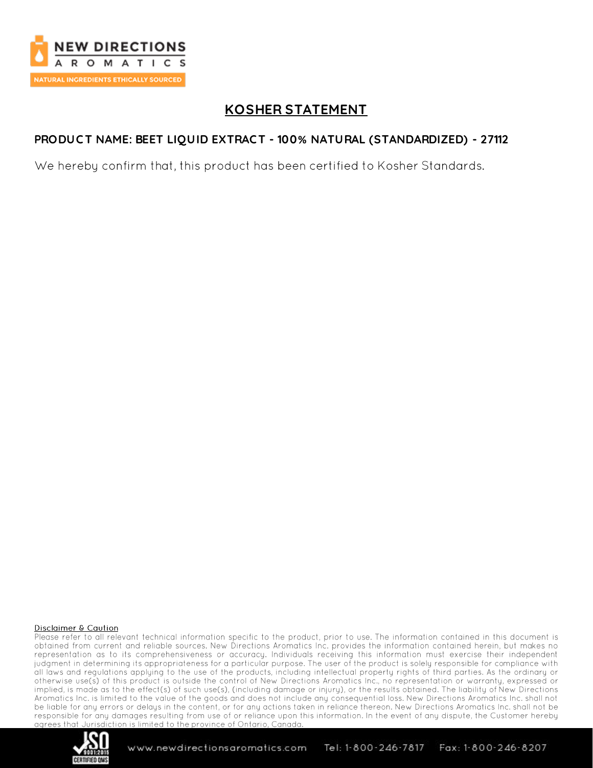# KOSHER STATEMENT

**PRODUCT NAME: BEET LIQUID EXTRACT - 100% NATURAL (STANDARDIZED) - 27112**

We hereby confirm that, this product has been certified to Kosher Standards.

Disclaimer & Caution

Please refer to all relevant technical information specific to the product, prior to use. The information contained in this document is obtained from current and reliable sources. New Directions Aromatics Inc. provides the information contained herein, but makes no representation as to its comprehensiveness or accuracy. Individuals receiving this information must exercise their independent judgment in determining its appropriateness for a particular purpose. The user of the product is solely responsible for compliance with all laws and regulations applying to the use of the products, including intellectual property rights of third parties. As the ordinary or otherwise use(s) of this product is outside the control of New Directions Aromatics Inc., no representation or warranty, expressed or implied, is made as to the effect(s) of such use(s), (including damage or injury), or the results obtained. The liability of New Directions Aromatics Inc. is limited to the value of the goods and does not include any consequential loss. New Directions Aromatics Inc. shall not be liable for any errors or delays in the content, or for any actions taken in reliance thereon. New Directions Aromatics Inc. shall not be responsible for any damages resulting from use of or reliance upon this information. In the event of any dispute, the Customer hereby agrees that Jurisdiction is limited to the province of Ontario, Canada.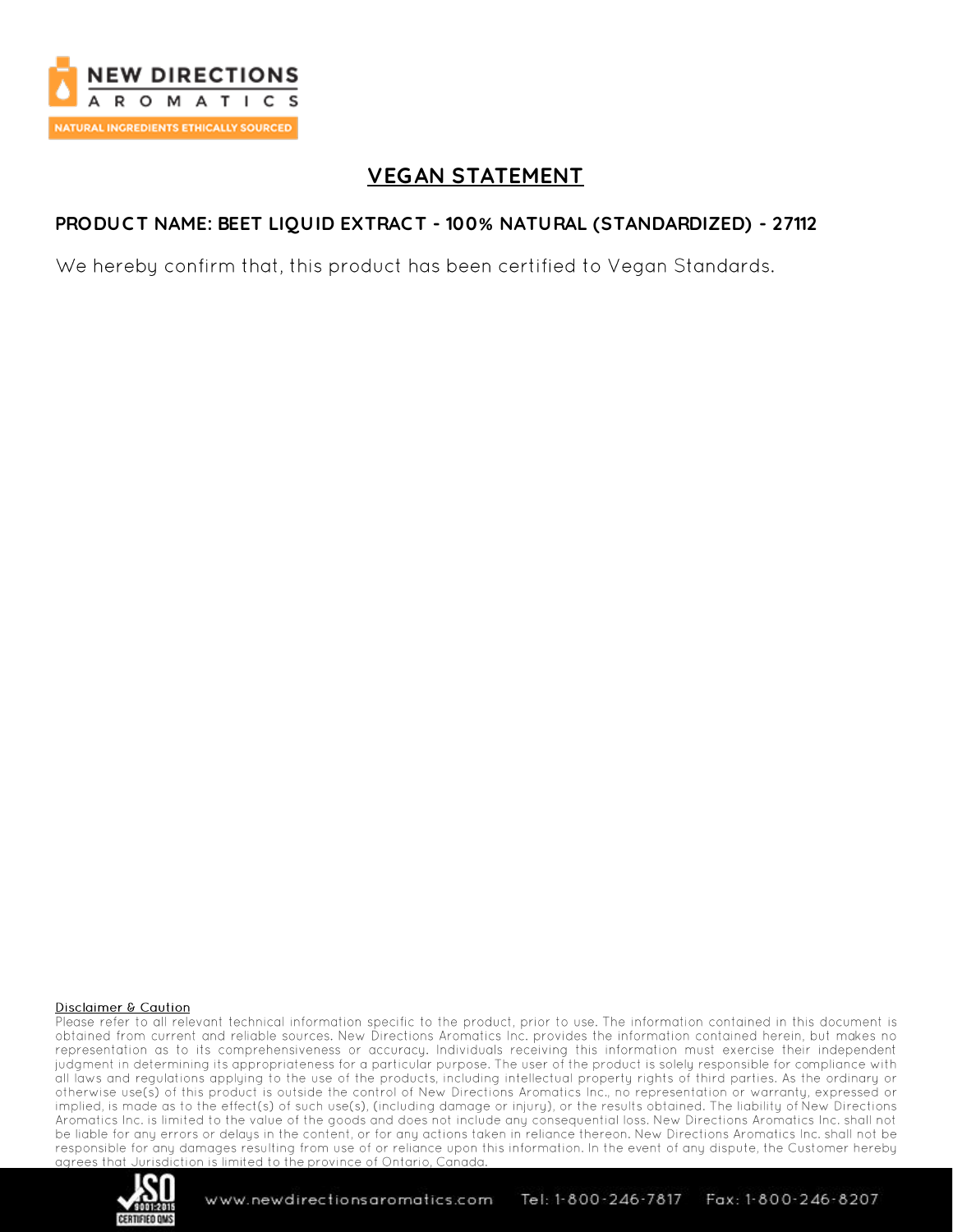# VEGAN STATEMENT

**PRODUCT NAME: BEET LIQUID EXTRACT - 100% NATURAL (STANDARDIZED) - 27112**

We hereby confirm that, this product has been certified to Vegan Standards.

**Disclaimer & Caution**

Please refer to all relevant technical information specific to the product, prior to use. The information contained in this document is obtained from current and reliable sources. New Directions Aromatics Inc. provides the information contained herein, but makes no representation as to its comprehensiveness or accuracy. Individuals receiving this information must exercise their independent judgment in determining its appropriateness for a particular purpose. The user of the product is solely responsible for compliance with all laws and regulations applying to the use of the products, including intellectual property rights of third parties. As the ordinary or otherwise use(s) of this product is outside the control of New Directions Aromatics Inc., no representation or warranty, expressed or implied, is made as to the effect(s) of such use(s), (including damage or injury), or the results obtained. The liability of New Directions Aromatics Inc. is limited to the value of the goods and does not include any consequential loss. New Directions Aromatics Inc. shall not be liable for any errors or delays in the content, or for any actions taken in reliance thereon. New Directions Aromatics Inc. shall not be responsible for any damages resulting from use of or reliance upon this information. In the event of any dispute, the Customer hereby agrees that Jurisdiction is limited to the province of Ontario, Canada.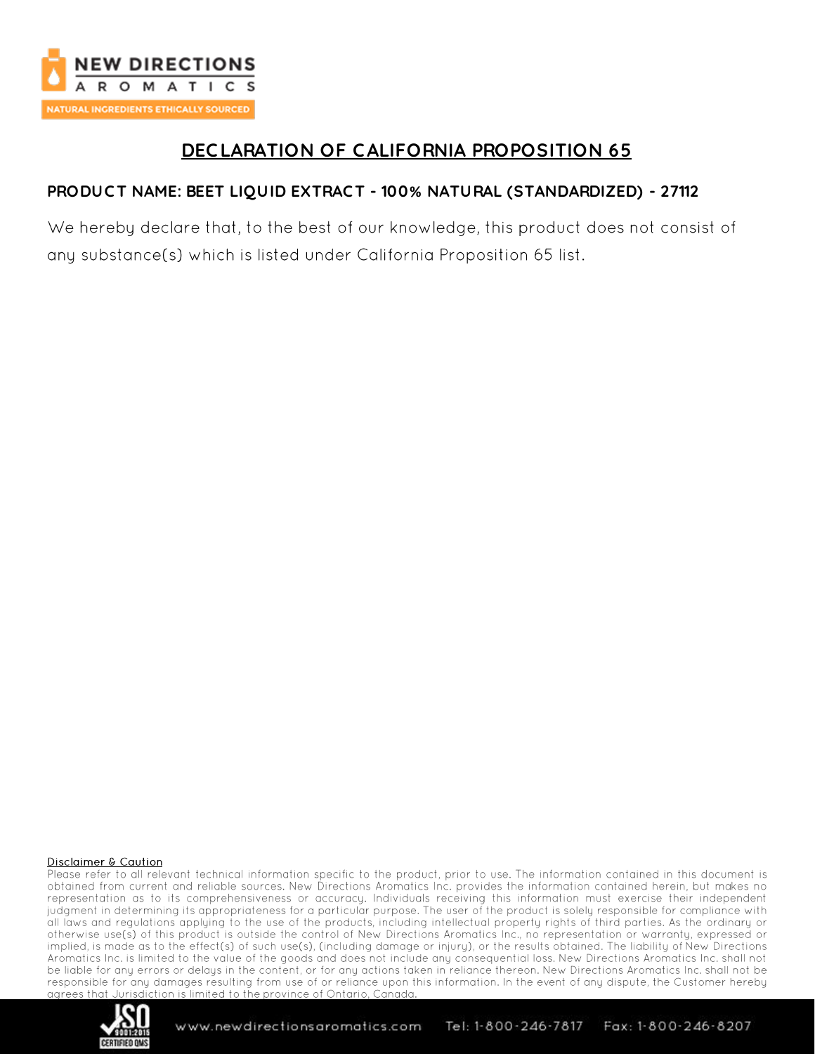# DECLARATION OF CALIFORNIA PROPOSITION 65

**PRODUCT NAME: BEET LIQUID EXTRACT - 100% NATURAL (STANDARDIZED) - 27112**

We hereby declare that, to the best of our knowledge, this product does not consist of any substance(s) which is listed under California Proposition 65 list.

**Disclaimer & Caution**

Please refer to all relevant technical information specific to the product, prior to use. The information contained in this document is obtained from current and reliable sources. New Directions Aromatics Inc. provides the information contained herein, but makes no representation as to its comprehensiveness or accuracy. Individuals receiving this information must exercise their independent judgment in determining its appropriateness for a particular purpose. The user of the product is solely responsible for compliance with all laws and regulations applying to the use of the products, including intellectual property rights of third parties. As the ordinary or otherwise use(s) of this product is outside the control of New Directions Aromatics Inc., no representation or warranty, expressed or implied, is made as to the effect(s) of such use(s), (including damage or injury), or the results obtained. The liability of New Directions Aromatics Inc. is limited to the value of the goods and does not include any consequential loss. New Directions Aromatics Inc. shall not be liable for any errors or delays in the content, or for any actions taken in reliance thereon. New Directions Aromatics Inc. shall not be responsible for any damages resulting from use of or reliance upon this information. In the event of any dispute, the Customer hereby agrees that Jurisdiction is limited to the province of Ontario, Canada.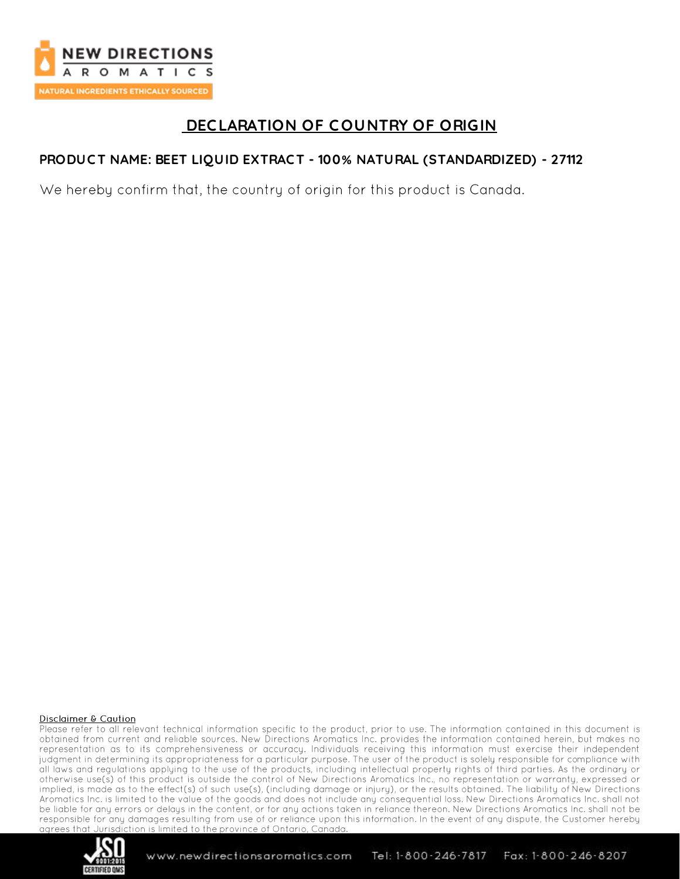# DECLARATION OF COUNTRY OF ORIGIN

## PRODUCT NAME: BEET LIQUID EXTRACT - 100% NATURAL (STANDARDIZED) - 27112

We hereby confirm that, the country of origin for this product is Canada.

**Disclaimer & Caution**

Please refer to all relevant technical information specific to the product, prior to use. The information contained in this document is obtained from current and reliable sources. New Directions Aromatics Inc. provides the information contained herein, but makes no representation as to its comprehensiveness or accuracy. Individuals receiving this information must exercise their independent judgment in determining its appropriateness for a particular purpose. The user of the product is solely responsible for compliance with all laws and regulations applying to the use of the products, including intellectual property rights of third parties. As the ordinary or otherwise use(s) of this product is outside the control of New Directions Aromatics Inc., no representation or warranty, expressed or implied, is made as to the effect(s) of such use(s), (including damage or injury), or the results obtained. The liability of New Directions Aromatics Inc. is limited to the value of the goods and does not include any consequential loss. New Directions Aromatics Inc. shall not be liable for any errors or delays in the content, or for any actions taken in reliance thereon. New Directions Aromatics Inc. shall not be responsible for any damages resulting from use of or reliance upon this information. In the event of any dispute, the Customer hereby agrees that Jurisdiction is limited to the province of Ontario, Canada.